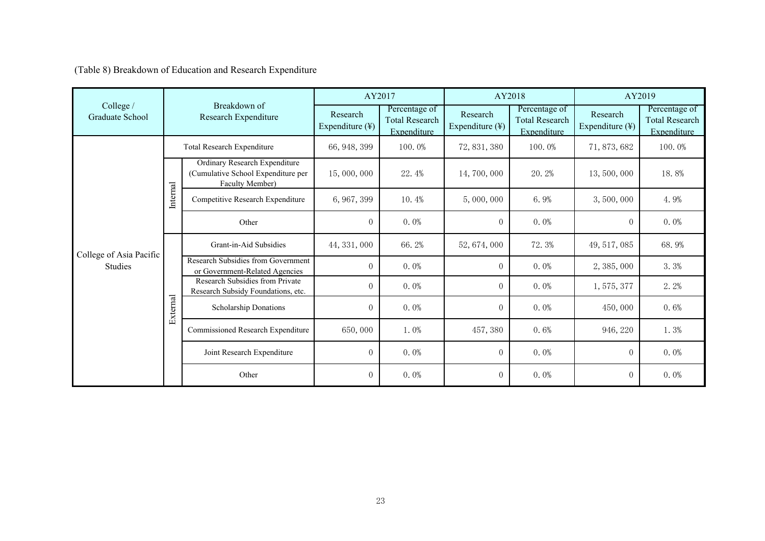(Table 8) Breakdown of Education and Research Expenditure

| College / Graduate School | Breakdown of Research Expenditure | | AY2017 | | AY2018 | | AY2019 | |
|---|---|---|---|---|---|---|---|---|
| | | | Research Expenditure (¥) | Percentage of Total Research Expenditure | Research Expenditure (¥) | Percentage of Total Research Expenditure | Research Expenditure (¥) | Percentage of Total Research Expenditure |
| College of Asia Pacific Studies | Total Research Expenditure | | 66, 948, 399 | 100. 0% | 72, 831, 380 | 100. 0% | 71, 873, 682 | 100. 0% |
| | Internal | Ordinary Research Expenditure (Cumulative School Expenditure per Faculty Member) | 15, 000, 000 | 22. 4% | 14, 700, 000 | 20. 2% | 13, 500, 000 | 18. 8% |
| | | Competitive Research Expenditure | 6, 967, 399 | 10. 4% | 5, 000, 000 | 6. 9% | 3, 500, 000 | 4. 9% |
| | | Other | 0 | 0. 0% | 0 | 0. 0% | 0 | 0. 0% |
| | External | Grant-in-Aid Subsidies | 44, 331, 000 | 66. 2% | 52, 674, 000 | 72. 3% | 49, 517, 085 | 68. 9% |
| | | Research Subsidies from Government or Government-Related Agencies | 0 | 0. 0% | 0 | 0. 0% | 2, 385, 000 | 3. 3% |
| | | Research Subsidies from Private Research Subsidy Foundations, etc. | 0 | 0. 0% | 0 | 0. 0% | 1, 575, 377 | 2. 2% |
| | | Scholarship Donations | 0 | 0. 0% | 0 | 0. 0% | 450, 000 | 0. 6% |
| | | Commissioned Research Expenditure | 650, 000 | 1. 0% | 457, 380 | 0. 6% | 946, 220 | 1. 3% |
| | | Joint Research Expenditure | 0 | 0. 0% | 0 | 0. 0% | 0 | 0. 0% |
| | | Other | 0 | 0. 0% | 0 | 0. 0% | 0 | 0. 0% |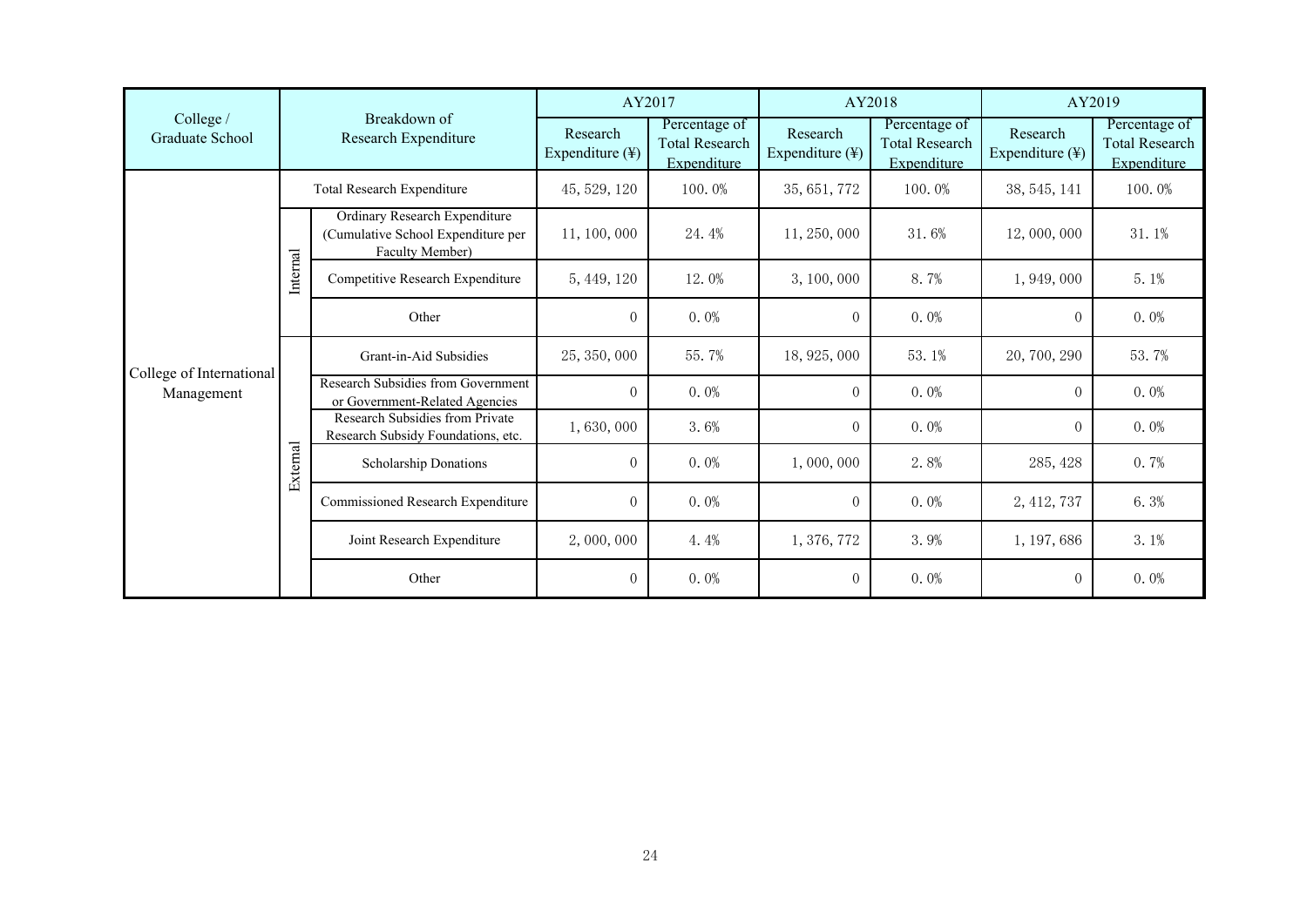| College / Graduate School | Breakdown of Research Expenditure | | AY2017 | | AY2018 | | AY2019 | |
|---|---|---|---|---|---|---|---|---|
| | | | Research Expenditure (¥) | Percentage of Total Research Expenditure | Research Expenditure (¥) | Percentage of Total Research Expenditure | Research Expenditure (¥) | Percentage of Total Research Expenditure |
| College of International Management | Total Research Expenditure | | 45, 529, 120 | 100. 0% | 35, 651, 772 | 100. 0% | 38, 545, 141 | 100. 0% |
| | Internal | Ordinary Research Expenditure (Cumulative School Expenditure per Faculty Member) | 11, 100, 000 | 24. 4% | 11, 250, 000 | 31. 6% | 12, 000, 000 | 31. 1% |
| | | Competitive Research Expenditure | 5, 449, 120 | 12. 0% | 3, 100, 000 | 8. 7% | 1, 949, 000 | 5. 1% |
| | | Other | 0 | 0. 0% | 0 | 0. 0% | 0 | 0. 0% |
| | External | Grant-in-Aid Subsidies | 25, 350, 000 | 55. 7% | 18, 925, 000 | 53. 1% | 20, 700, 290 | 53. 7% |
| | | Research Subsidies from Government or Government-Related Agencies | 0 | 0. 0% | 0 | 0. 0% | 0 | 0. 0% |
| | | Research Subsidies from Private Research Subsidy Foundations, etc. | 1, 630, 000 | 3. 6% | 0 | 0. 0% | 0 | 0. 0% |
| | | Scholarship Donations | 0 | 0. 0% | 1, 000, 000 | 2. 8% | 285, 428 | 0. 7% |
| | | Commissioned Research Expenditure | 0 | 0. 0% | 0 | 0. 0% | 2, 412, 737 | 6. 3% |
| | | Joint Research Expenditure | 2, 000, 000 | 4. 4% | 1, 376, 772 | 3. 9% | 1, 197, 686 | 3. 1% |
| | | Other | 0 | 0. 0% | 0 | 0. 0% | 0 | 0. 0% |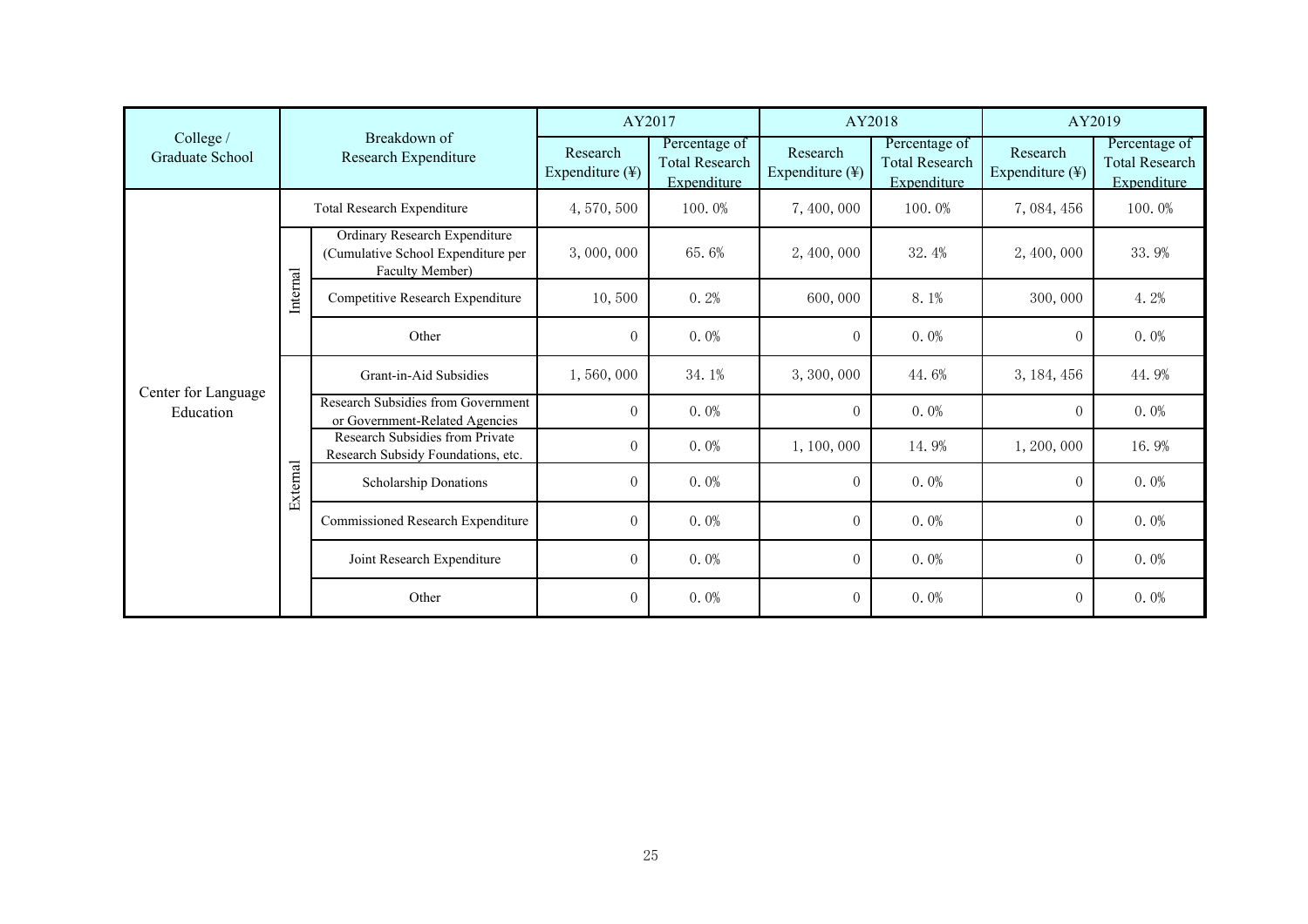| College / Graduate School | Breakdown of Research Expenditure | | AY2017 | | AY2018 | | AY2019 | |
|---|---|---|---|---|---|---|---|---|
| | | | Research Expenditure (¥) | Percentage of Total Research Expenditure | Research Expenditure (¥) | Percentage of Total Research Expenditure | Research Expenditure (¥) | Percentage of Total Research Expenditure |
| Center for Language Education | Total Research Expenditure | | 4, 570, 500 | 100. 0% | 7, 400, 000 | 100. 0% | 7, 084, 456 | 100. 0% |
| | Internal | Ordinary Research Expenditure (Cumulative School Expenditure per Faculty Member) | 3, 000, 000 | 65. 6% | 2, 400, 000 | 32. 4% | 2, 400, 000 | 33. 9% |
| | | Competitive Research Expenditure | 10, 500 | 0. 2% | 600, 000 | 8. 1% | 300, 000 | 4. 2% |
| | | Other | 0 | 0. 0% | 0 | 0. 0% | 0 | 0. 0% |
| | External | Grant-in-Aid Subsidies | 1, 560, 000 | 34. 1% | 3, 300, 000 | 44. 6% | 3, 184, 456 | 44. 9% |
| | | Research Subsidies from Government or Government-Related Agencies | 0 | 0. 0% | 0 | 0. 0% | 0 | 0. 0% |
| | | Research Subsidies from Private Research Subsidy Foundations, etc. | 0 | 0. 0% | 1, 100, 000 | 14. 9% | 1, 200, 000 | 16. 9% |
| | | Scholarship Donations | 0 | 0. 0% | 0 | 0. 0% | 0 | 0. 0% |
| | | Commissioned Research Expenditure | 0 | 0. 0% | 0 | 0. 0% | 0 | 0. 0% |
| | | Joint Research Expenditure | 0 | 0. 0% | 0 | 0. 0% | 0 | 0. 0% |
| | | Other | 0 | 0. 0% | 0 | 0. 0% | 0 | 0. 0% |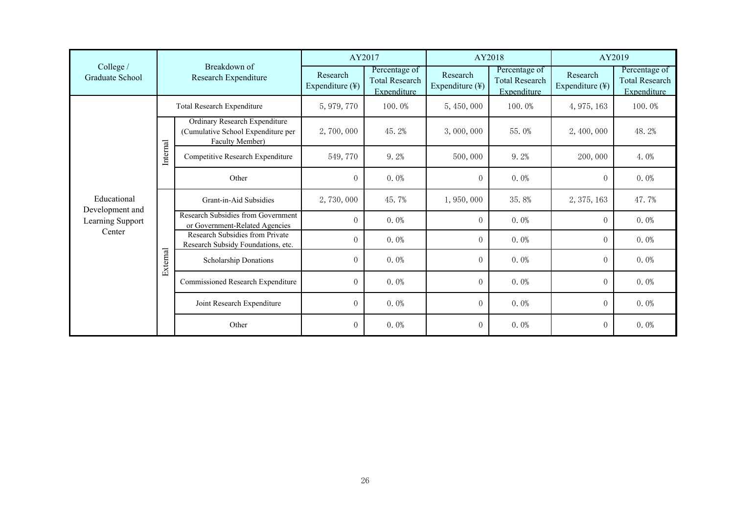| College / Graduate School | Breakdown of Research Expenditure | | AY2017 | | AY2018 | | AY2019 | |
|---|---|---|---|---|---|---|---|---|
| | | | Research Expenditure (¥) | Percentage of Total Research Expenditure | Research Expenditure (¥) | Percentage of Total Research Expenditure | Research Expenditure (¥) | Percentage of Total Research Expenditure |
| Educational Development and Learning Support Center | Total Research Expenditure | | 5, 979, 770 | 100. 0% | 5, 450, 000 | 100. 0% | 4, 975, 163 | 100. 0% |
| | Internal | Ordinary Research Expenditure (Cumulative School Expenditure per Faculty Member) | 2, 700, 000 | 45. 2% | 3, 000, 000 | 55. 0% | 2, 400, 000 | 48. 2% |
| | | Competitive Research Expenditure | 549, 770 | 9. 2% | 500, 000 | 9. 2% | 200, 000 | 4. 0% |
| | | Other | 0 | 0. 0% | 0 | 0. 0% | 0 | 0. 0% |
| | External | Grant-in-Aid Subsidies | 2, 730, 000 | 45. 7% | 1, 950, 000 | 35. 8% | 2, 375, 163 | 47. 7% |
| | | Research Subsidies from Government or Government-Related Agencies | 0 | 0. 0% | 0 | 0. 0% | 0 | 0. 0% |
| | | Research Subsidies from Private Research Subsidy Foundations, etc. | 0 | 0. 0% | 0 | 0. 0% | 0 | 0. 0% |
| | | Scholarship Donations | 0 | 0. 0% | 0 | 0. 0% | 0 | 0. 0% |
| | | Commissioned Research Expenditure | 0 | 0. 0% | 0 | 0. 0% | 0 | 0. 0% |
| | | Joint Research Expenditure | 0 | 0. 0% | 0 | 0. 0% | 0 | 0. 0% |
| | | Other | 0 | 0. 0% | 0 | 0. 0% | 0 | 0. 0% |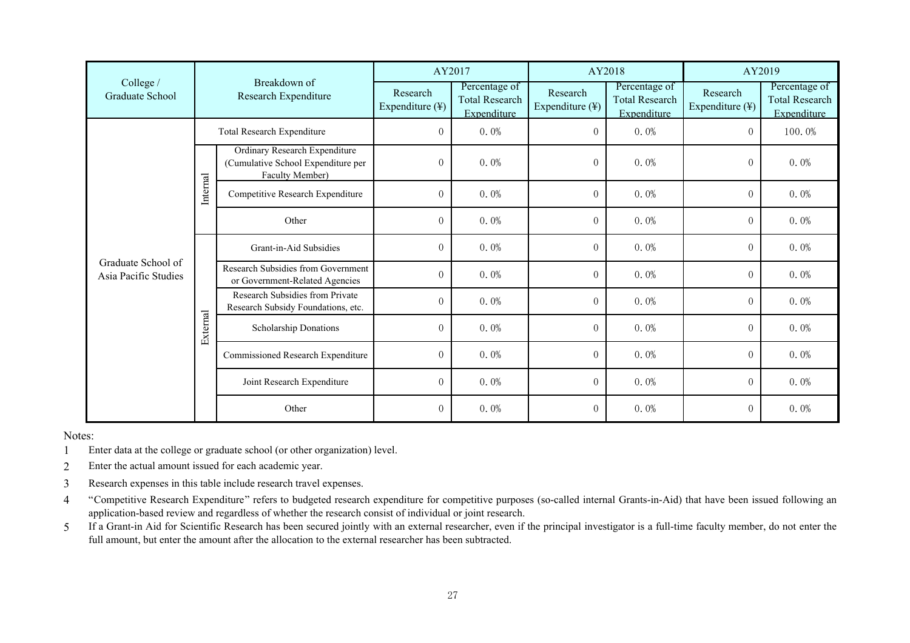| College / Graduate School | Breakdown of Research Expenditure | | AY2017 | | AY2018 | | AY2019 | |
|---|---|---|---|---|---|---|---|---|
| | | | Research Expenditure (¥) | Percentage of Total Research Expenditure | Research Expenditure (¥) | Percentage of Total Research Expenditure | Research Expenditure (¥) | Percentage of Total Research Expenditure |
| Graduate School of Asia Pacific Studies | Total Research Expenditure | | 0 | 0.0% | 0 | 0.0% | 0 | 100.0% |
| | Internal | Ordinary Research Expenditure (Cumulative School Expenditure per Faculty Member) | 0 | 0.0% | 0 | 0.0% | 0 | 0.0% |
| | | Competitive Research Expenditure | 0 | 0.0% | 0 | 0.0% | 0 | 0.0% |
| | | Other | 0 | 0.0% | 0 | 0.0% | 0 | 0.0% |
| | External | Grant-in-Aid Subsidies | 0 | 0.0% | 0 | 0.0% | 0 | 0.0% |
| | | Research Subsidies from Government or Government-Related Agencies | 0 | 0.0% | 0 | 0.0% | 0 | 0.0% |
| | | Research Subsidies from Private Research Subsidy Foundations, etc. | 0 | 0.0% | 0 | 0.0% | 0 | 0.0% |
| | | Scholarship Donations | 0 | 0.0% | 0 | 0.0% | 0 | 0.0% |
| | | Commissioned Research Expenditure | 0 | 0.0% | 0 | 0.0% | 0 | 0.0% |
| | | Joint Research Expenditure | 0 | 0.0% | 0 | 0.0% | 0 | 0.0% |
| | | Other | 0 | 0.0% | 0 | 0.0% | 0 | 0.0% |

Notes:

1. Enter data at the college or graduate school (or other organization) level.
2. Enter the actual amount issued for each academic year.
3. Research expenses in this table include research travel expenses.
4. "Competitive Research Expenditure" refers to budgeted research expenditure for competitive purposes (so-called internal Grants-in-Aid) that have been issued following an application-based review and regardless of whether the research consist of individual or joint research.
5. If a Grant-in Aid for Scientific Research has been secured jointly with an external researcher, even if the principal investigator is a full-time faculty member, do not enter the full amount, but enter the amount after the allocation to the external researcher has been subtracted.